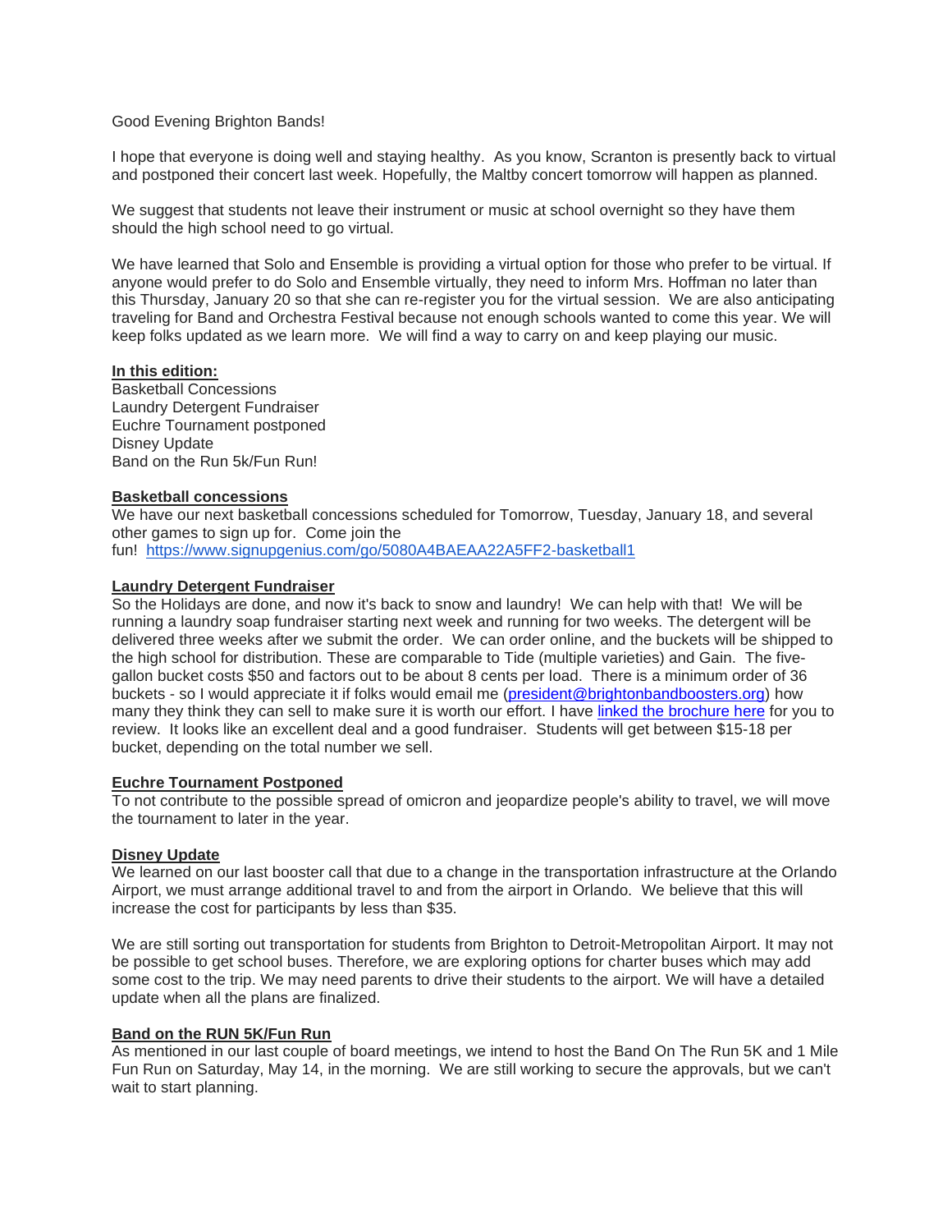Good Evening Brighton Bands!

I hope that everyone is doing well and staying healthy. As you know, Scranton is presently back to virtual and postponed their concert last week. Hopefully, the Maltby concert tomorrow will happen as planned.

We suggest that students not leave their instrument or music at school overnight so they have them should the high school need to go virtual.

We have learned that Solo and Ensemble is providing a virtual option for those who prefer to be virtual. If anyone would prefer to do Solo and Ensemble virtually, they need to inform Mrs. Hoffman no later than this Thursday, January 20 so that she can re-register you for the virtual session. We are also anticipating traveling for Band and Orchestra Festival because not enough schools wanted to come this year. We will keep folks updated as we learn more. We will find a way to carry on and keep playing our music.

**In this edition:**
Basketball Concessions
Laundry Detergent Fundraiser
Euchre Tournament postponed
Disney Update
Band on the Run 5k/Fun Run!

**Basketball concessions**
We have our next basketball concessions scheduled for Tomorrow, Tuesday, January 18, and several other games to sign up for. Come join the fun! https://www.signupgenius.com/go/5080A4BAEAA22A5FF2-basketball1

**Laundry Detergent Fundraiser**
So the Holidays are done, and now it's back to snow and laundry! We can help with that! We will be running a laundry soap fundraiser starting next week and running for two weeks. The detergent will be delivered three weeks after we submit the order. We can order online, and the buckets will be shipped to the high school for distribution. These are comparable to Tide (multiple varieties) and Gain. The five-gallon bucket costs $50 and factors out to be about 8 cents per load. There is a minimum order of 36 buckets - so I would appreciate it if folks would email me (president@brightonbandboosters.org) how many they think they can sell to make sure it is worth our effort. I have linked the brochure here for you to review. It looks like an excellent deal and a good fundraiser. Students will get between $15-18 per bucket, depending on the total number we sell.

**Euchre Tournament Postponed**
To not contribute to the possible spread of omicron and jeopardize people's ability to travel, we will move the tournament to later in the year.

**Disney Update**
We learned on our last booster call that due to a change in the transportation infrastructure at the Orlando Airport, we must arrange additional travel to and from the airport in Orlando. We believe that this will increase the cost for participants by less than $35.

We are still sorting out transportation for students from Brighton to Detroit-Metropolitan Airport. It may not be possible to get school buses. Therefore, we are exploring options for charter buses which may add some cost to the trip. We may need parents to drive their students to the airport. We will have a detailed update when all the plans are finalized.

**Band on the RUN 5K/Fun Run**
As mentioned in our last couple of board meetings, we intend to host the Band On The Run 5K and 1 Mile Fun Run on Saturday, May 14, in the morning. We are still working to secure the approvals, but we can't wait to start planning.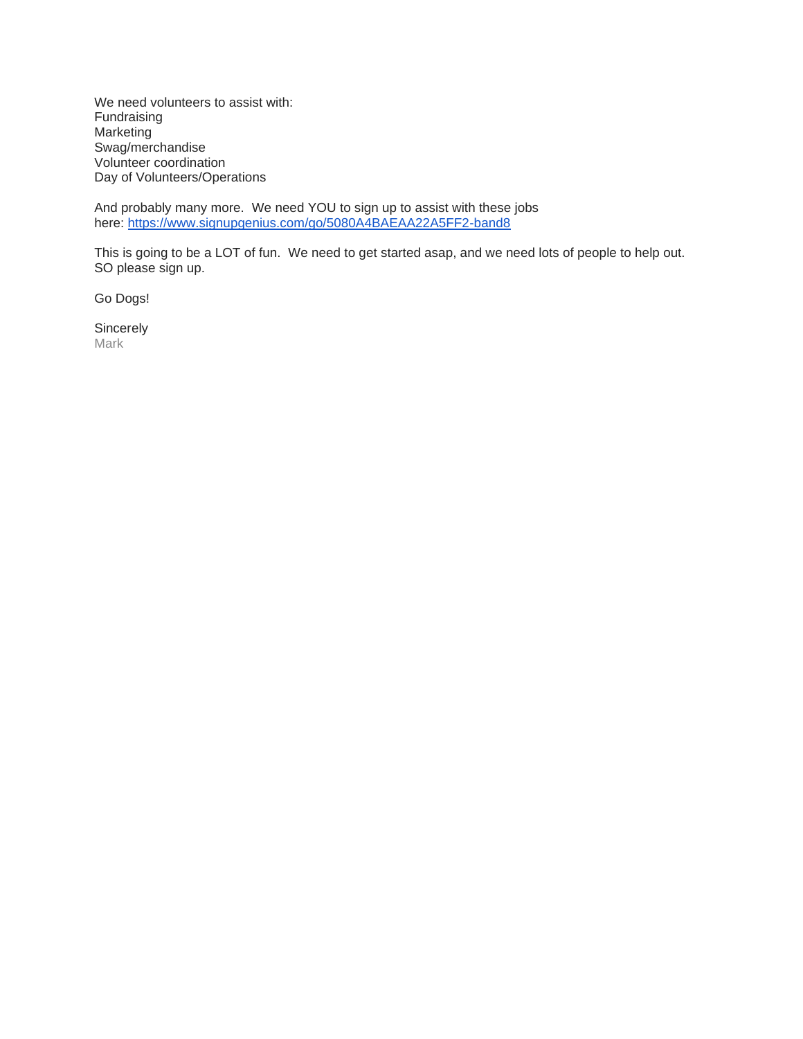We need volunteers to assist with:
Fundraising
Marketing
Swag/merchandise
Volunteer coordination
Day of Volunteers/Operations

And probably many more.  We need YOU to sign up to assist with these jobs here: [https://www.signupgenius.com/go/5080A4BAEAA22A5FF2-band8](https://www.signupgenius.com/go/5080A4BAEAA22A5FF2-band8)

This is going to be a LOT of fun.  We need to get started asap, and we need lots of people to help out. SO please sign up.

Go Dogs!

Sincerely
Mark